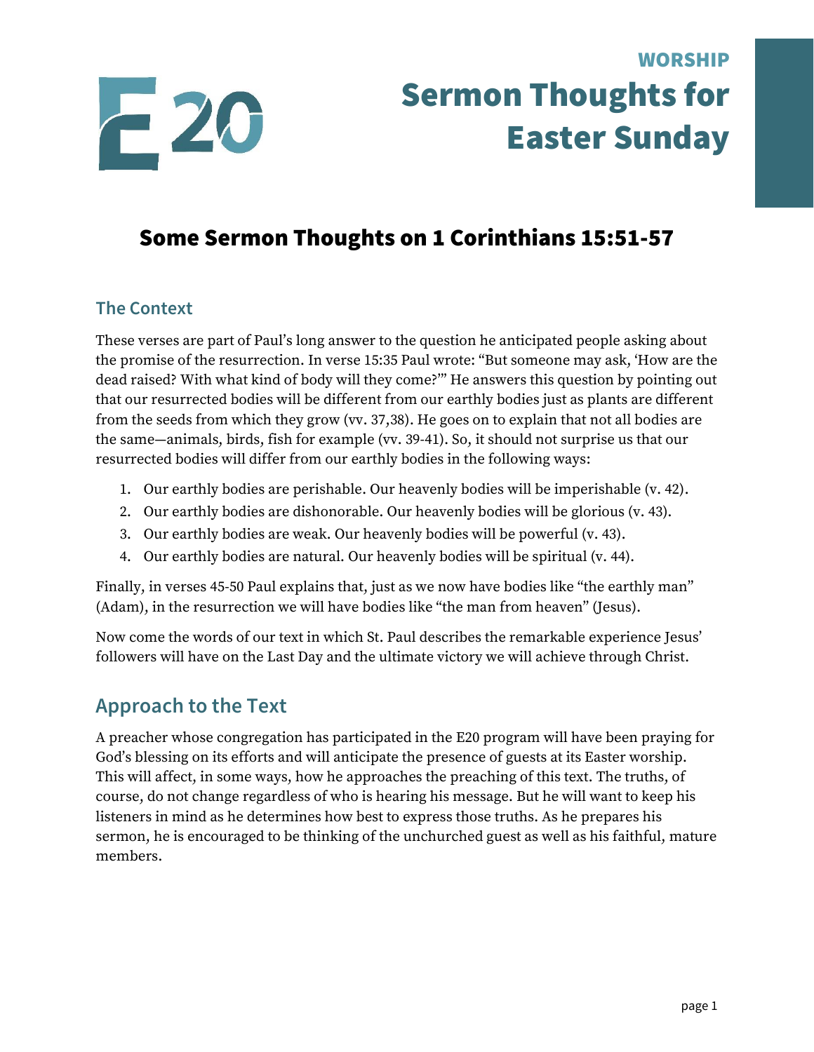WORSHIP

# Sermon Thoughts for Easter Sunday

## Some Sermon Thoughts on 1 Corinthians 15:51-57

### The Context

These verses are part of Paul's long answer to the question he anticipated people asking about the promise of the resurrection. In verse 15:35 Paul wrote: "But someone may ask, 'How are the dead raised? With what kind of body will they come?'" He answers this question by pointing out that our resurrected bodies will be different from our earthly bodies just as plants are different from the seeds from which they grow (vv. 37,38). He goes on to explain that not all bodies are the same—animals, birds, fish for example (vv. 39-41). So, it should not surprise us that our resurrected bodies will differ from our earthly bodies in the following ways:

1. Our earthly bodies are perishable. Our heavenly bodies will be imperishable (v. 42).
2. Our earthly bodies are dishonorable. Our heavenly bodies will be glorious (v. 43).
3. Our earthly bodies are weak. Our heavenly bodies will be powerful (v. 43).
4. Our earthly bodies are natural. Our heavenly bodies will be spiritual (v. 44).

Finally, in verses 45-50 Paul explains that, just as we now have bodies like "the earthly man" (Adam), in the resurrection we will have bodies like "the man from heaven" (Jesus).

Now come the words of our text in which St. Paul describes the remarkable experience Jesus' followers will have on the Last Day and the ultimate victory we will achieve through Christ.

### Approach to the Text

A preacher whose congregation has participated in the E20 program will have been praying for God's blessing on its efforts and will anticipate the presence of guests at its Easter worship. This will affect, in some ways, how he approaches the preaching of this text. The truths, of course, do not change regardless of who is hearing his message. But he will want to keep his listeners in mind as he determines how best to express those truths. As he prepares his sermon, he is encouraged to be thinking of the unchurched guest as well as his faithful, mature members.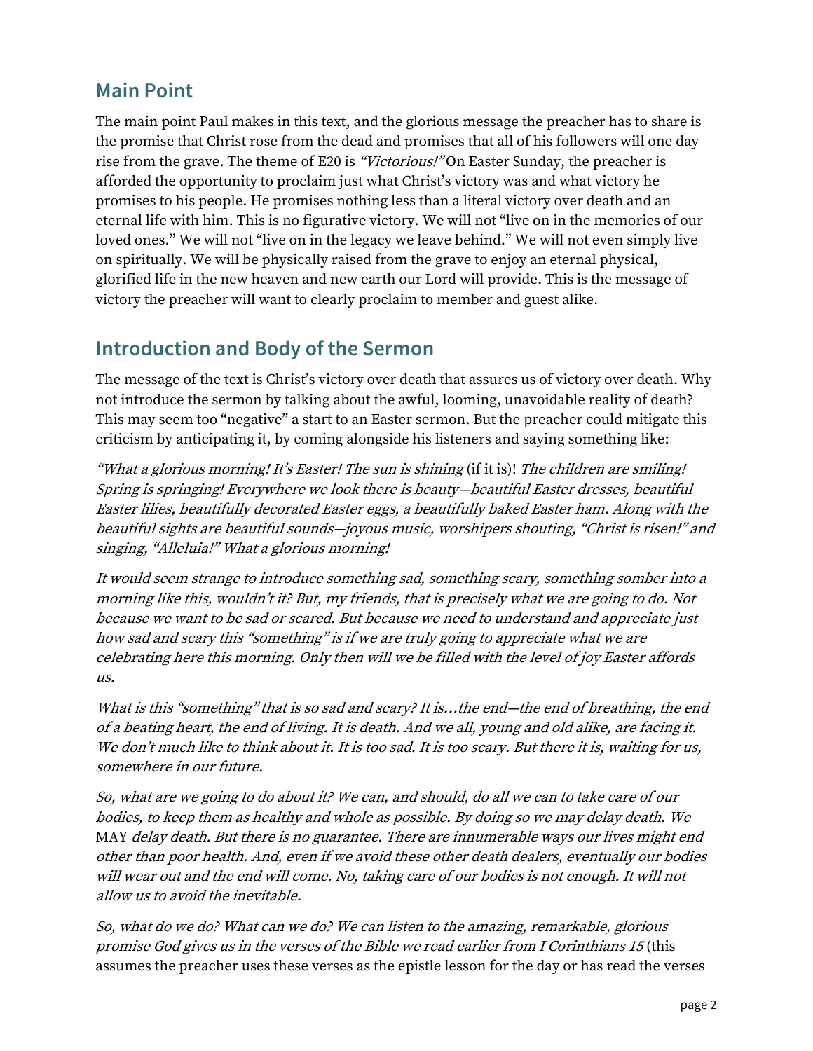## Main Point

The main point Paul makes in this text, and the glorious message the preacher has to share is the promise that Christ rose from the dead and promises that all of his followers will one day rise from the grave. The theme of E20 is *"Victorious!"* On Easter Sunday, the preacher is afforded the opportunity to proclaim just what Christ's victory was and what victory he promises to his people. He promises nothing less than a literal victory over death and an eternal life with him. This is no figurative victory. We will not "live on in the memories of our loved ones." We will not "live on in the legacy we leave behind." We will not even simply live on spiritually. We will be physically raised from the grave to enjoy an eternal physical, glorified life in the new heaven and new earth our Lord will provide. This is the message of victory the preacher will want to clearly proclaim to member and guest alike.

## Introduction and Body of the Sermon

The message of the text is Christ's victory over death that assures us of victory over death. Why not introduce the sermon by talking about the awful, looming, unavoidable reality of death? This may seem too "negative" a start to an Easter sermon. But the preacher could mitigate this criticism by anticipating it, by coming alongside his listeners and saying something like:

*"What a glorious morning! It's Easter! The sun is shining* (if it is)! *The children are smiling! Spring is springing! Everywhere we look there is beauty—beautiful Easter dresses, beautiful Easter lilies, beautifully decorated Easter eggs, a beautifully baked Easter ham. Along with the beautiful sights are beautiful sounds—joyous music, worshipers shouting, "Christ is risen!" and singing, "Alleluia!" What a glorious morning!*

*It would seem strange to introduce something sad, something scary, something somber into a morning like this, wouldn't it? But, my friends, that is precisely what we are going to do. Not because we want to be sad or scared. But because we need to understand and appreciate just how sad and scary this "something" is if we are truly going to appreciate what we are celebrating here this morning. Only then will we be filled with the level of joy Easter affords us.*

*What is this "something" that is so sad and scary? It is…the end—the end of breathing, the end of a beating heart, the end of living. It is death. And we all, young and old alike, are facing it. We don't much like to think about it. It is too sad. It is too scary. But there it is, waiting for us, somewhere in our future.*

*So, what are we going to do about it? We can, and should, do all we can to take care of our bodies, to keep them as healthy and whole as possible. By doing so we may delay death. We* MAY *delay death. But there is no guarantee. There are innumerable ways our lives might end other than poor health. And, even if we avoid these other death dealers, eventually our bodies will wear out and the end will come. No, taking care of our bodies is not enough. It will not allow us to avoid the inevitable.*

*So, what do we do? What can we do? We can listen to the amazing, remarkable, glorious promise God gives us in the verses of the Bible we read earlier from I Corinthians 15* (this assumes the preacher uses these verses as the epistle lesson for the day or has read the verses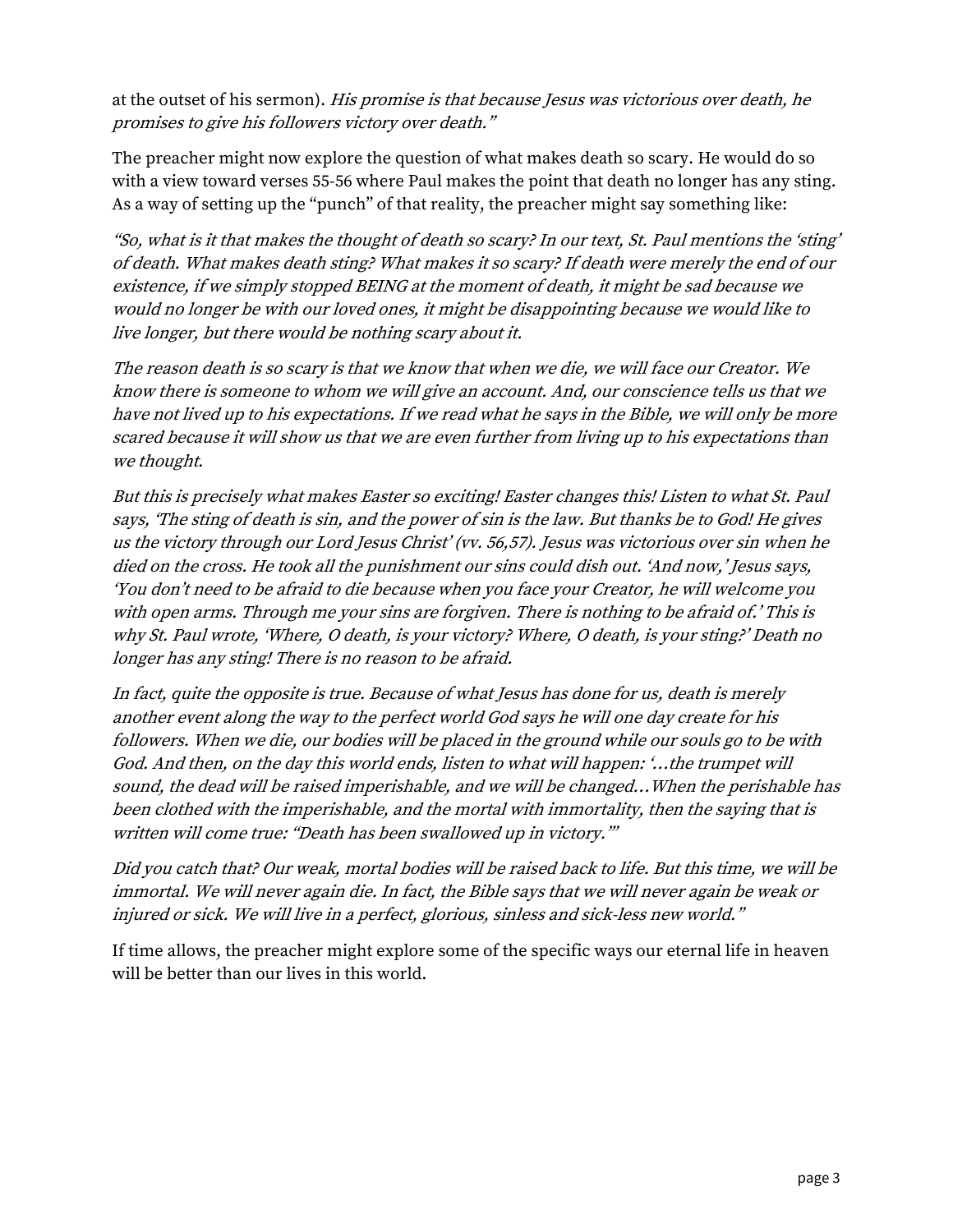at the outset of his sermon). *His promise is that because Jesus was victorious over death, he promises to give his followers victory over death."*

The preacher might now explore the question of what makes death so scary. He would do so with a view toward verses 55-56 where Paul makes the point that death no longer has any sting. As a way of setting up the "punch" of that reality, the preacher might say something like:

*"So, what is it that makes the thought of death so scary? In our text, St. Paul mentions the 'sting' of death. What makes death sting? What makes it so scary? If death were merely the end of our existence, if we simply stopped BEING at the moment of death, it might be sad because we would no longer be with our loved ones, it might be disappointing because we would like to live longer, but there would be nothing scary about it.*

*The reason death is so scary is that we know that when we die, we will face our Creator. We know there is someone to whom we will give an account. And, our conscience tells us that we have not lived up to his expectations. If we read what he says in the Bible, we will only be more scared because it will show us that we are even further from living up to his expectations than we thought.*

*But this is precisely what makes Easter so exciting! Easter changes this! Listen to what St. Paul says, 'The sting of death is sin, and the power of sin is the law. But thanks be to God! He gives us the victory through our Lord Jesus Christ' (vv. 56,57). Jesus was victorious over sin when he died on the cross. He took all the punishment our sins could dish out. 'And now,' Jesus says, 'You don't need to be afraid to die because when you face your Creator, he will welcome you with open arms. Through me your sins are forgiven. There is nothing to be afraid of.' This is why St. Paul wrote, 'Where, O death, is your victory? Where, O death, is your sting?' Death no longer has any sting! There is no reason to be afraid.*

*In fact, quite the opposite is true. Because of what Jesus has done for us, death is merely another event along the way to the perfect world God says he will one day create for his followers. When we die, our bodies will be placed in the ground while our souls go to be with God. And then, on the day this world ends, listen to what will happen: '…the trumpet will sound, the dead will be raised imperishable, and we will be changed…When the perishable has been clothed with the imperishable, and the mortal with immortality, then the saying that is written will come true: "Death has been swallowed up in victory."'*

*Did you catch that? Our weak, mortal bodies will be raised back to life. But this time, we will be immortal. We will never again die. In fact, the Bible says that we will never again be weak or injured or sick. We will live in a perfect, glorious, sinless and sick-less new world."*

If time allows, the preacher might explore some of the specific ways our eternal life in heaven will be better than our lives in this world.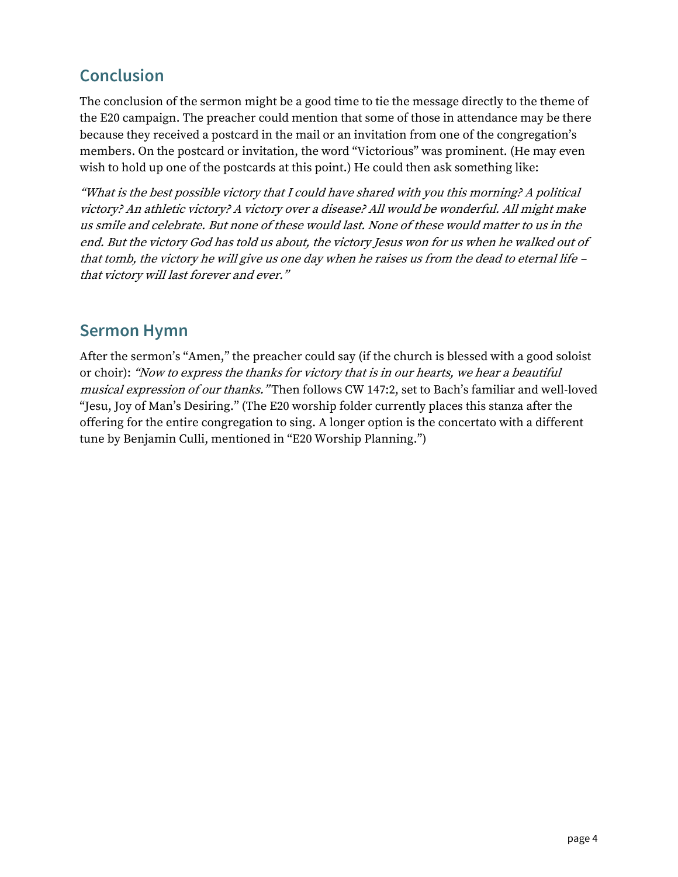## Conclusion

The conclusion of the sermon might be a good time to tie the message directly to the theme of the E20 campaign. The preacher could mention that some of those in attendance may be there because they received a postcard in the mail or an invitation from one of the congregation's members. On the postcard or invitation, the word "Victorious" was prominent. (He may even wish to hold up one of the postcards at this point.) He could then ask something like:

*"What is the best possible victory that I could have shared with you this morning? A political victory? An athletic victory? A victory over a disease? All would be wonderful. All might make us smile and celebrate. But none of these would last. None of these would matter to us in the end. But the victory God has told us about, the victory Jesus won for us when he walked out of that tomb, the victory he will give us one day when he raises us from the dead to eternal life – that victory will last forever and ever."*

## Sermon Hymn

After the sermon's "Amen," the preacher could say (if the church is blessed with a good soloist or choir): *"Now to express the thanks for victory that is in our hearts, we hear a beautiful musical expression of our thanks."* Then follows CW 147:2, set to Bach's familiar and well-loved "Jesu, Joy of Man's Desiring." (The E20 worship folder currently places this stanza after the offering for the entire congregation to sing. A longer option is the concertato with a different tune by Benjamin Culli, mentioned in "E20 Worship Planning.")